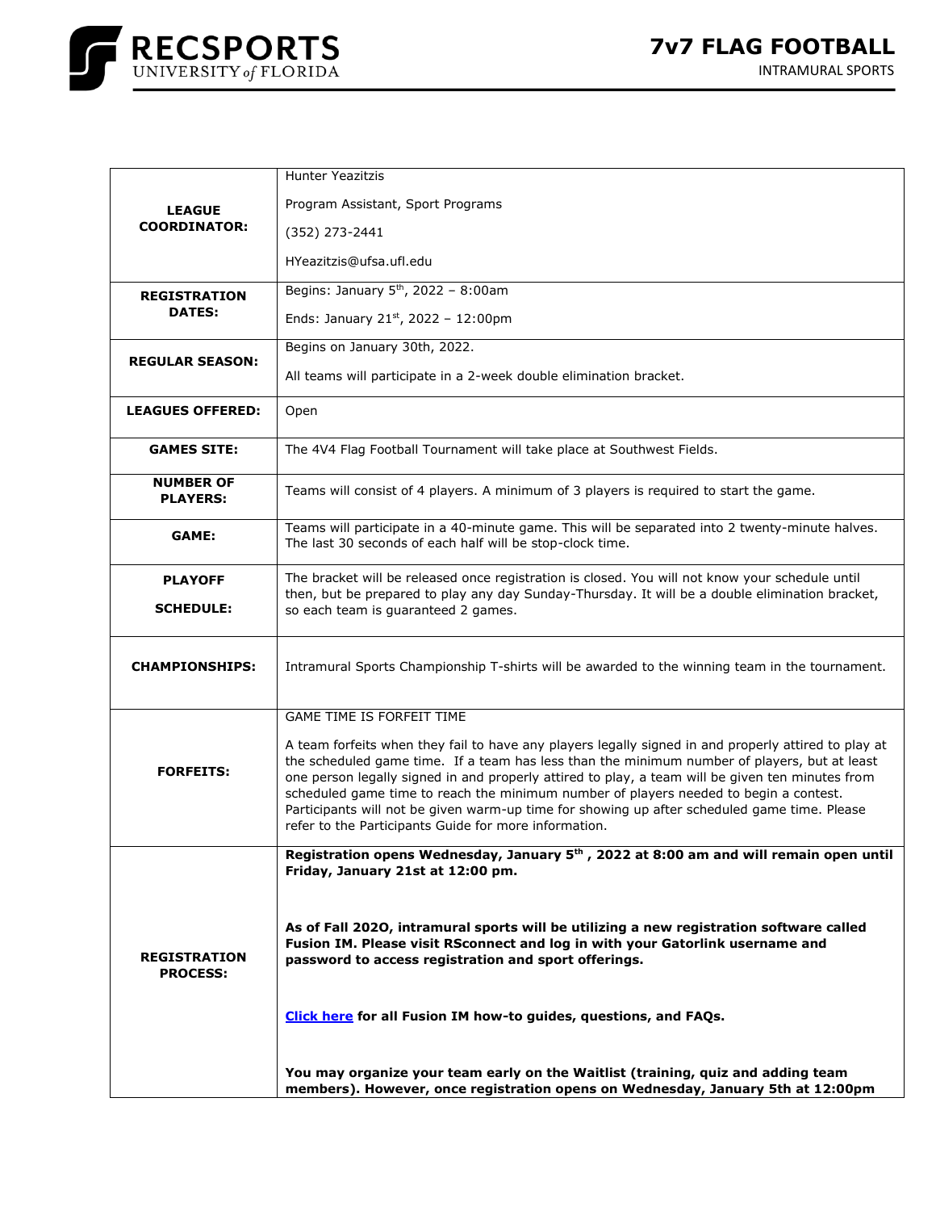# RECSPORTS UNIVERSITY of FLORIDA

# 7v7 FLAG FOOTBALL

INTRAMURAL SPORTS

| | |
|---|---|
| **LEAGUE COORDINATOR:** | Hunter Yeazitzis<br><br>Program Assistant, Sport Programs<br><br>(352) 273-2441<br><br>HYeazitzis@ufsa.ufl.edu |
| **REGISTRATION DATES:** | Begins: January 5th, 2022 – 8:00am<br><br>Ends: January 21st, 2022 – 12:00pm |
| **REGULAR SEASON:** | Begins on January 30th, 2022.<br><br>All teams will participate in a 2-week double elimination bracket. |
| **LEAGUES OFFERED:** | Open |
| **GAMES SITE:** | The 4V4 Flag Football Tournament will take place at Southwest Fields. |
| **NUMBER OF PLAYERS:** | Teams will consist of 4 players. A minimum of 3 players is required to start the game. |
| **GAME:** | Teams will participate in a 40-minute game. This will be separated into 2 twenty-minute halves. The last 30 seconds of each half will be stop-clock time. |
| **PLAYOFF SCHEDULE:** | The bracket will be released once registration is closed. You will not know your schedule until then, but be prepared to play any day Sunday-Thursday. It will be a double elimination bracket, so each team is guaranteed 2 games. |
| **CHAMPIONSHIPS:** | Intramural Sports Championship T-shirts will be awarded to the winning team in the tournament. |
| **FORFEITS:** | GAME TIME IS FORFEIT TIME<br><br>A team forfeits when they fail to have any players legally signed in and properly attired to play at the scheduled game time. If a team has less than the minimum number of players, but at least one person legally signed in and properly attired to play, a team will be given ten minutes from scheduled game time to reach the minimum number of players needed to begin a contest. Participants will not be given warm-up time for showing up after scheduled game time. Please refer to the Participants Guide for more information. |
| **REGISTRATION PROCESS:** | **Registration opens Wednesday, January 5th , 2022 at 8:00 am and will remain open until Friday, January 21st at 12:00 pm.**<br><br>**As of Fall 202O, intramural sports will be utilizing a new registration software called Fusion IM. Please visit RSconnect and log in with your Gatorlink username and password to access registration and sport offerings.**<br><br>**Click here for all Fusion IM how-to guides, questions, and FAQs.**<br><br>**You may organize your team early on the Waitlist (training, quiz and adding team members). However, once registration opens on Wednesday, January 5th at 12:00pm** |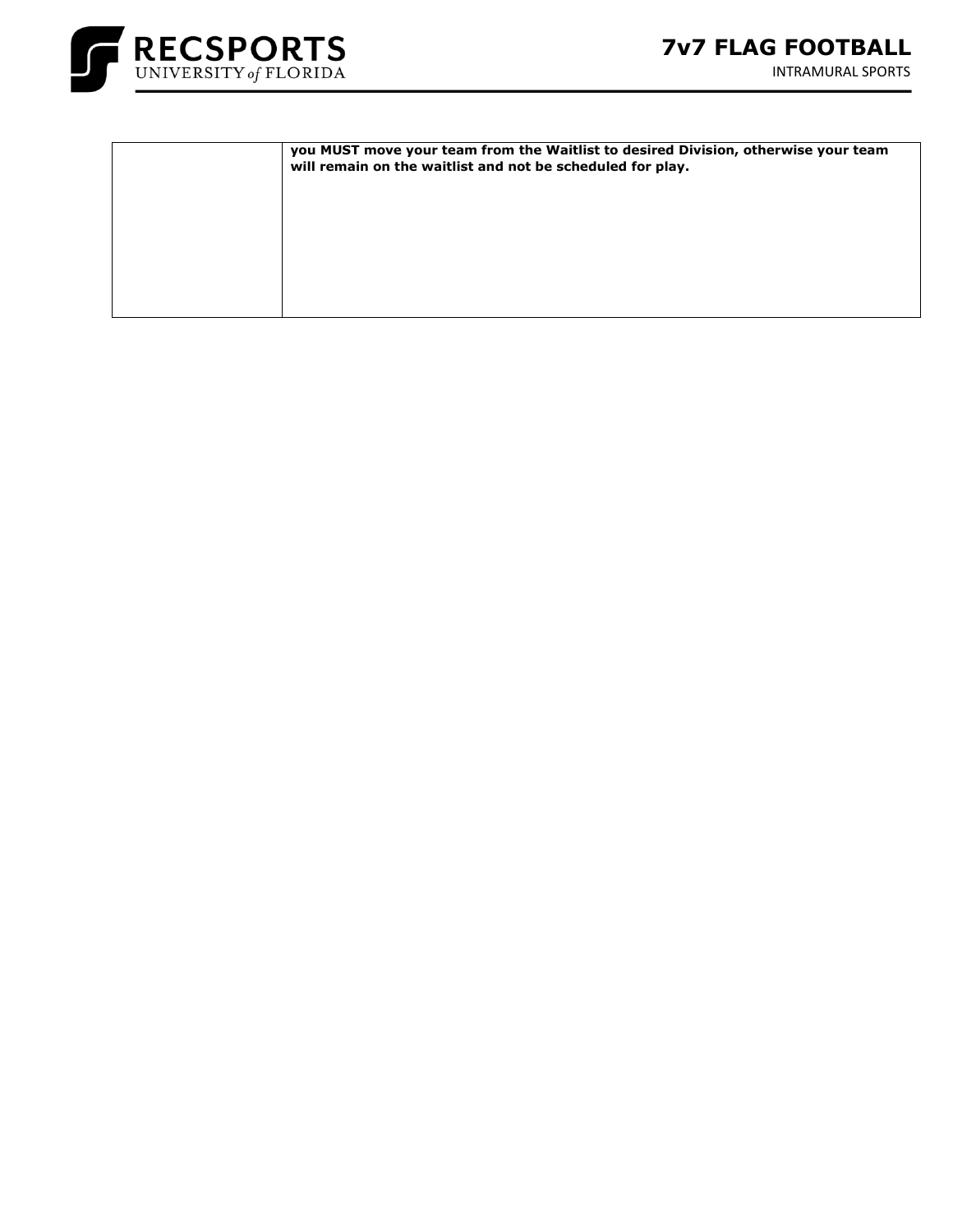| | |
|---|---|
| | **you MUST move your team from the Waitlist to desired Division, otherwise your team will remain on the waitlist and not be scheduled for play.** |